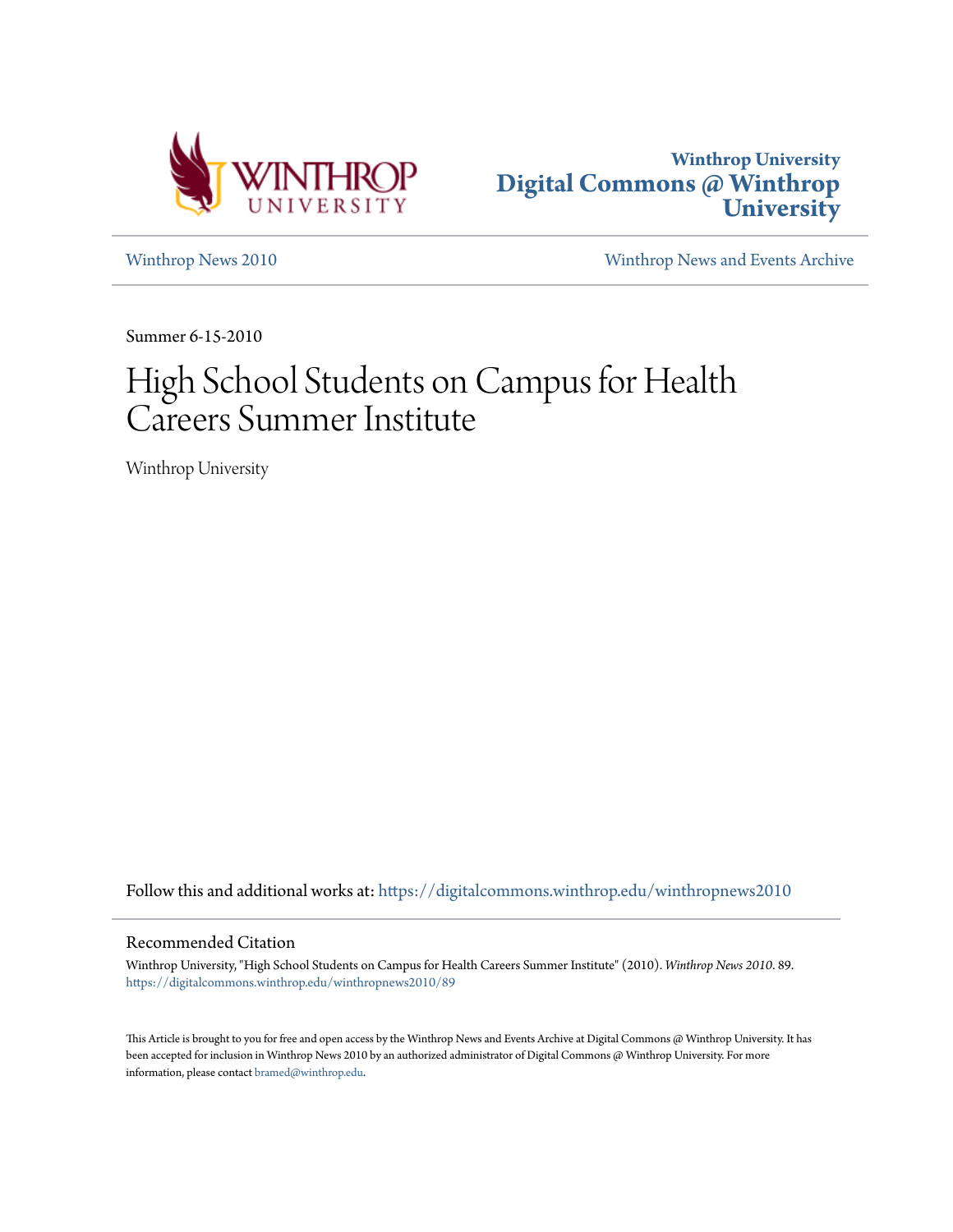Winthrop University
**Digital Commons @ Winthrop University**

Winthrop News 2010 | Winthrop News and Events Archive

Summer 6-15-2010

# High School Students on Campus for Health Careers Summer Institute

Winthrop University

Follow this and additional works at: https://digitalcommons.winthrop.edu/winthropnews2010

## Recommended Citation

Winthrop University, "High School Students on Campus for Health Careers Summer Institute" (2010). *Winthrop News 2010*. 89.
https://digitalcommons.winthrop.edu/winthropnews2010/89

This Article is brought to you for free and open access by the Winthrop News and Events Archive at Digital Commons @ Winthrop University. It has been accepted for inclusion in Winthrop News 2010 by an authorized administrator of Digital Commons @ Winthrop University. For more information, please contact bramed@winthrop.edu.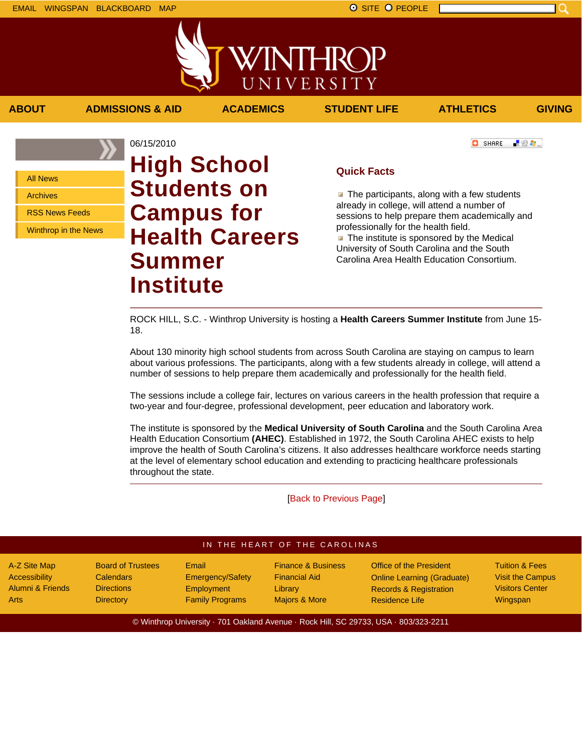EMAIL WINGSPAN BLACKBOARD MAP

SITE PEOPLE

WINTHROP UNIVERSITY

ABOUT | ADMISSIONS & AID | ACADEMICS | STUDENT LIFE | ATHLETICS | GIVING

- All News
- Archives
- RSS News Feeds
- Winthrop in the News

06/15/2010

# High School Students on Campus for Health Careers Summer Institute

## Quick Facts

- The participants, along with a few students already in college, will attend a number of sessions to help prepare them academically and professionally for the health field.
- The institute is sponsored by the Medical University of South Carolina and the South Carolina Area Health Education Consortium.

---

ROCK HILL, S.C. - Winthrop University is hosting a **Health Careers Summer Institute** from June 15-18.

About 130 minority high school students from across South Carolina are staying on campus to learn about various professions. The participants, along with a few students already in college, will attend a number of sessions to help prepare them academically and professionally for the health field.

The sessions include a college fair, lectures on various careers in the health profession that require a two-year and four-degree, professional development, peer education and laboratory work.

The institute is sponsored by the **Medical University of South Carolina** and the South Carolina Area Health Education Consortium **(AHEC)**. Established in 1972, the South Carolina AHEC exists to help improve the health of South Carolina's citizens. It also addresses healthcare workforce needs starting at the level of elementary school education and extending to practicing healthcare professionals throughout the state.

---

[Back to Previous Page]

IN THE HEART OF THE CAROLINAS

A-Z Site Map
Accessibility
Alumni & Friends
Arts
Board of Trustees
Calendars
Directions
Directory
Email
Emergency/Safety
Employment
Family Programs
Finance & Business
Financial Aid
Library
Majors & More
Office of the President
Online Learning (Graduate)
Records & Registration
Residence Life
Tuition & Fees
Visit the Campus
Visitors Center
Wingspan

© Winthrop University · 701 Oakland Avenue · Rock Hill, SC 29733, USA · 803/323-2211